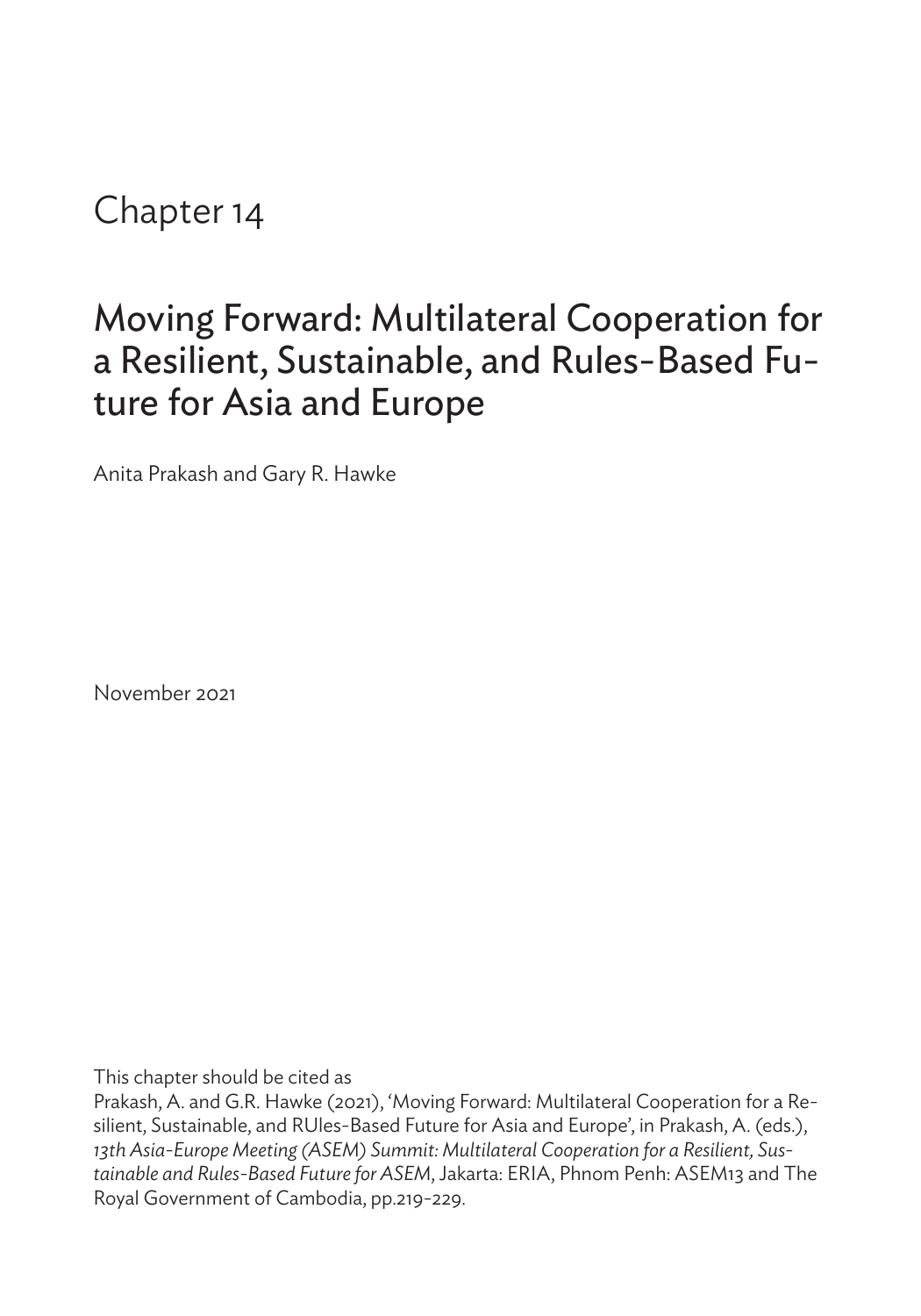# Chapter 14

## Moving Forward: Multilateral Cooperation for a Resilient, Sustainable, and Rules-Based Future for Asia and Europe

Anita Prakash and Gary R. Hawke

November 2021

This chapter should be cited as

Prakash, A. and G.R. Hawke (2021), 'Moving Forward: Multilateral Cooperation for a Resilient, Sustainable, and RUles-Based Future for Asia and Europe', in Prakash, A. (eds.), *13th Asia-Europe Meeting (ASEM) Summit: Multilateral Cooperation for a Resilient, Sustainable and Rules-Based Future for ASEM*, Jakarta: ERIA, Phnom Penh: ASEM13 and The Royal Government of Cambodia, pp.219-229.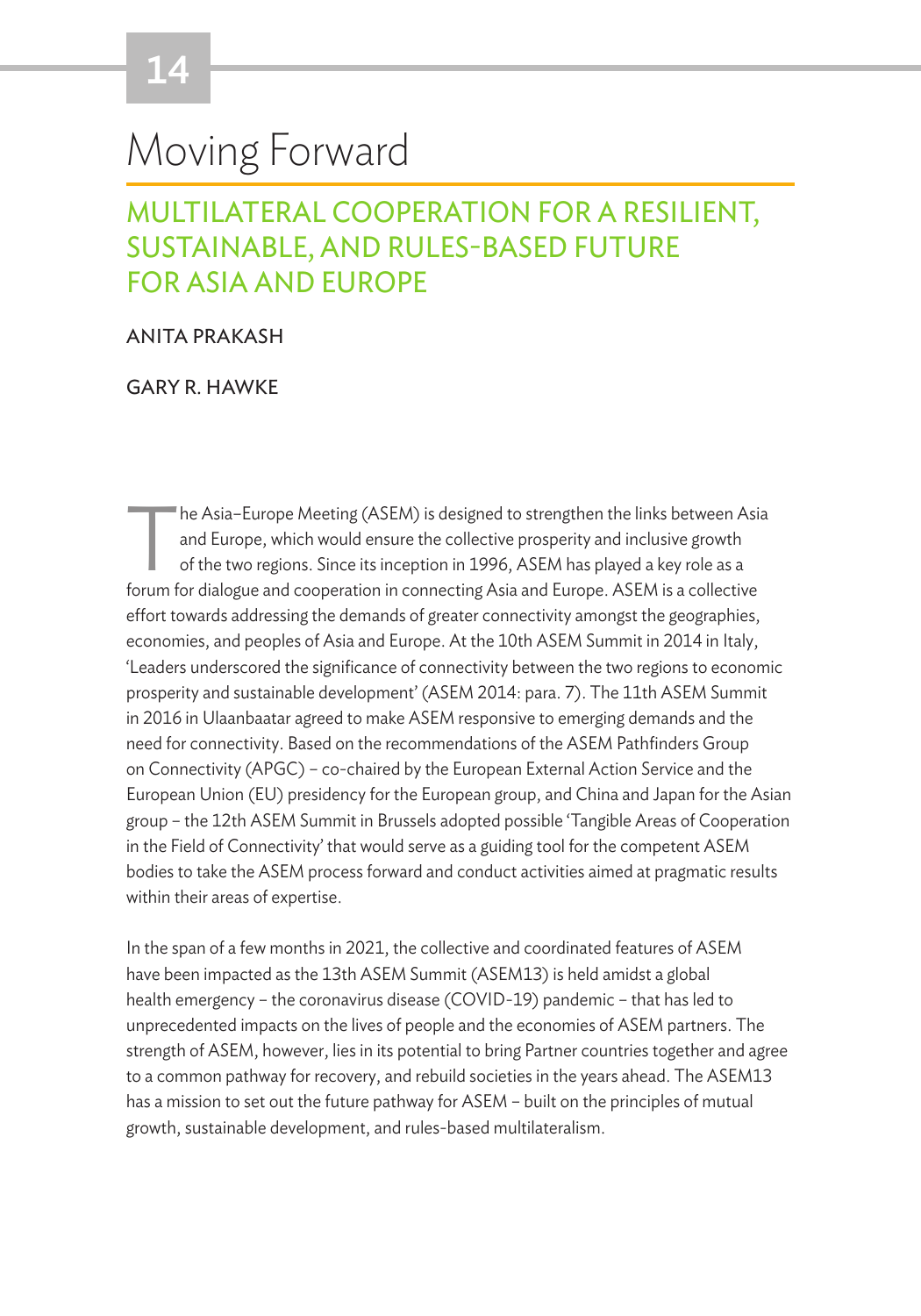# 14

# Moving Forward

## MULTILATERAL COOPERATION FOR A RESILIENT, SUSTAINABLE, AND RULES-BASED FUTURE FOR ASIA AND EUROPE

ANITA PRAKASH

GARY R. HAWKE

The Asia–Europe Meeting (ASEM) is designed to strengthen the links between Asia and Europe, which would ensure the collective prosperity and inclusive growth of the two regions. Since its inception in 1996, ASEM has played a key role as a forum for dialogue and cooperation in connecting Asia and Europe. ASEM is a collective effort towards addressing the demands of greater connectivity amongst the geographies, economies, and peoples of Asia and Europe. At the 10th ASEM Summit in 2014 in Italy, 'Leaders underscored the significance of connectivity between the two regions to economic prosperity and sustainable development' (ASEM 2014: para. 7). The 11th ASEM Summit in 2016 in Ulaanbaatar agreed to make ASEM responsive to emerging demands and the need for connectivity. Based on the recommendations of the ASEM Pathfinders Group on Connectivity (APGC) – co-chaired by the European External Action Service and the European Union (EU) presidency for the European group, and China and Japan for the Asian group – the 12th ASEM Summit in Brussels adopted possible 'Tangible Areas of Cooperation in the Field of Connectivity' that would serve as a guiding tool for the competent ASEM bodies to take the ASEM process forward and conduct activities aimed at pragmatic results within their areas of expertise.

In the span of a few months in 2021, the collective and coordinated features of ASEM have been impacted as the 13th ASEM Summit (ASEM13) is held amidst a global health emergency – the coronavirus disease (COVID-19) pandemic – that has led to unprecedented impacts on the lives of people and the economies of ASEM partners. The strength of ASEM, however, lies in its potential to bring Partner countries together and agree to a common pathway for recovery, and rebuild societies in the years ahead. The ASEM13 has a mission to set out the future pathway for ASEM – built on the principles of mutual growth, sustainable development, and rules-based multilateralism.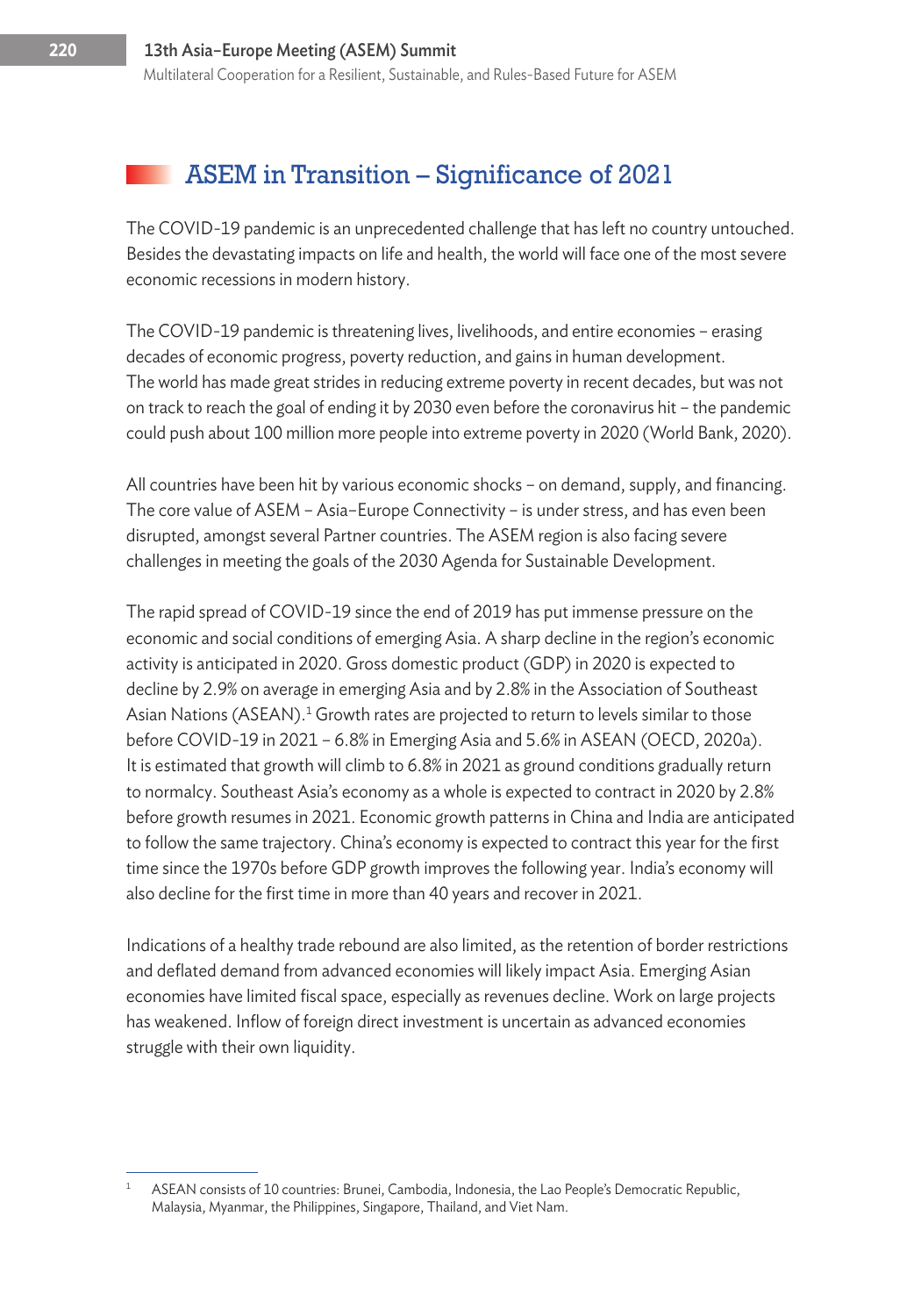## ASEM in Transition – Significance of 2021

The COVID-19 pandemic is an unprecedented challenge that has left no country untouched. Besides the devastating impacts on life and health, the world will face one of the most severe economic recessions in modern history.

The COVID-19 pandemic is threatening lives, livelihoods, and entire economies – erasing decades of economic progress, poverty reduction, and gains in human development. The world has made great strides in reducing extreme poverty in recent decades, but was not on track to reach the goal of ending it by 2030 even before the coronavirus hit – the pandemic could push about 100 million more people into extreme poverty in 2020 (World Bank, 2020).

All countries have been hit by various economic shocks – on demand, supply, and financing. The core value of ASEM – Asia–Europe Connectivity – is under stress, and has even been disrupted, amongst several Partner countries. The ASEM region is also facing severe challenges in meeting the goals of the 2030 Agenda for Sustainable Development.

The rapid spread of COVID-19 since the end of 2019 has put immense pressure on the economic and social conditions of emerging Asia. A sharp decline in the region's economic activity is anticipated in 2020. Gross domestic product (GDP) in 2020 is expected to decline by 2.9% on average in emerging Asia and by 2.8% in the Association of Southeast Asian Nations (ASEAN).[1] Growth rates are projected to return to levels similar to those before COVID-19 in 2021 – 6.8% in Emerging Asia and 5.6% in ASEAN (OECD, 2020a). It is estimated that growth will climb to 6.8% in 2021 as ground conditions gradually return to normalcy. Southeast Asia's economy as a whole is expected to contract in 2020 by 2.8% before growth resumes in 2021. Economic growth patterns in China and India are anticipated to follow the same trajectory. China's economy is expected to contract this year for the first time since the 1970s before GDP growth improves the following year. India's economy will also decline for the first time in more than 40 years and recover in 2021.

Indications of a healthy trade rebound are also limited, as the retention of border restrictions and deflated demand from advanced economies will likely impact Asia. Emerging Asian economies have limited fiscal space, especially as revenues decline. Work on large projects has weakened. Inflow of foreign direct investment is uncertain as advanced economies struggle with their own liquidity.

---

[1] ASEAN consists of 10 countries: Brunei, Cambodia, Indonesia, the Lao People's Democratic Republic, Malaysia, Myanmar, the Philippines, Singapore, Thailand, and Viet Nam.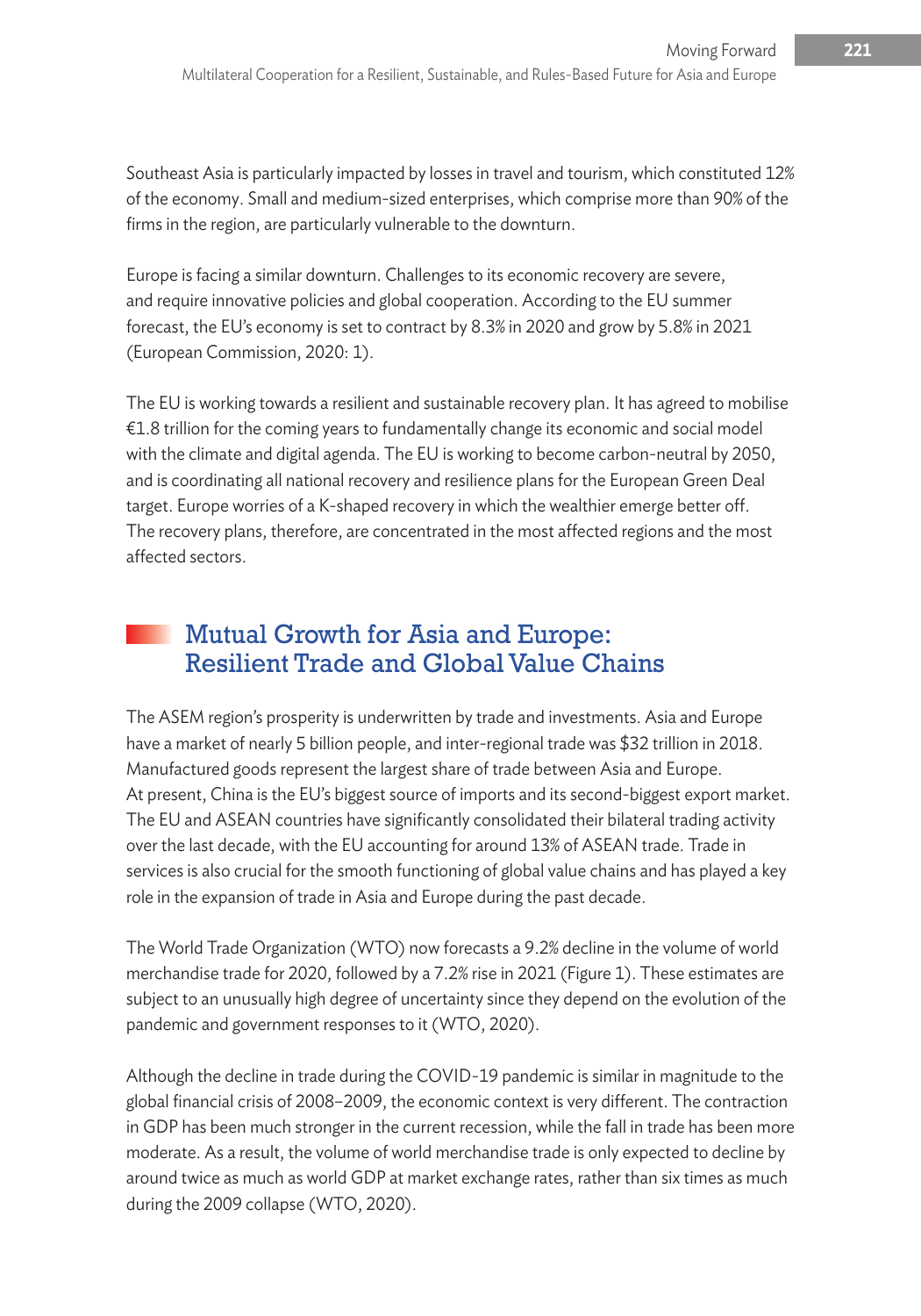Southeast Asia is particularly impacted by losses in travel and tourism, which constituted 12% of the economy. Small and medium-sized enterprises, which comprise more than 90% of the firms in the region, are particularly vulnerable to the downturn.

Europe is facing a similar downturn. Challenges to its economic recovery are severe, and require innovative policies and global cooperation. According to the EU summer forecast, the EU's economy is set to contract by 8.3% in 2020 and grow by 5.8% in 2021 (European Commission, 2020: 1).

The EU is working towards a resilient and sustainable recovery plan. It has agreed to mobilise €1.8 trillion for the coming years to fundamentally change its economic and social model with the climate and digital agenda. The EU is working to become carbon-neutral by 2050, and is coordinating all national recovery and resilience plans for the European Green Deal target. Europe worries of a K-shaped recovery in which the wealthier emerge better off. The recovery plans, therefore, are concentrated in the most affected regions and the most affected sectors.

## Mutual Growth for Asia and Europe: Resilient Trade and Global Value Chains

The ASEM region's prosperity is underwritten by trade and investments. Asia and Europe have a market of nearly 5 billion people, and inter-regional trade was $32 trillion in 2018. Manufactured goods represent the largest share of trade between Asia and Europe. At present, China is the EU's biggest source of imports and its second-biggest export market. The EU and ASEAN countries have significantly consolidated their bilateral trading activity over the last decade, with the EU accounting for around 13% of ASEAN trade. Trade in services is also crucial for the smooth functioning of global value chains and has played a key role in the expansion of trade in Asia and Europe during the past decade.

The World Trade Organization (WTO) now forecasts a 9.2% decline in the volume of world merchandise trade for 2020, followed by a 7.2% rise in 2021 (Figure 1). These estimates are subject to an unusually high degree of uncertainty since they depend on the evolution of the pandemic and government responses to it (WTO, 2020).

Although the decline in trade during the COVID-19 pandemic is similar in magnitude to the global financial crisis of 2008–2009, the economic context is very different. The contraction in GDP has been much stronger in the current recession, while the fall in trade has been more moderate. As a result, the volume of world merchandise trade is only expected to decline by around twice as much as world GDP at market exchange rates, rather than six times as much during the 2009 collapse (WTO, 2020).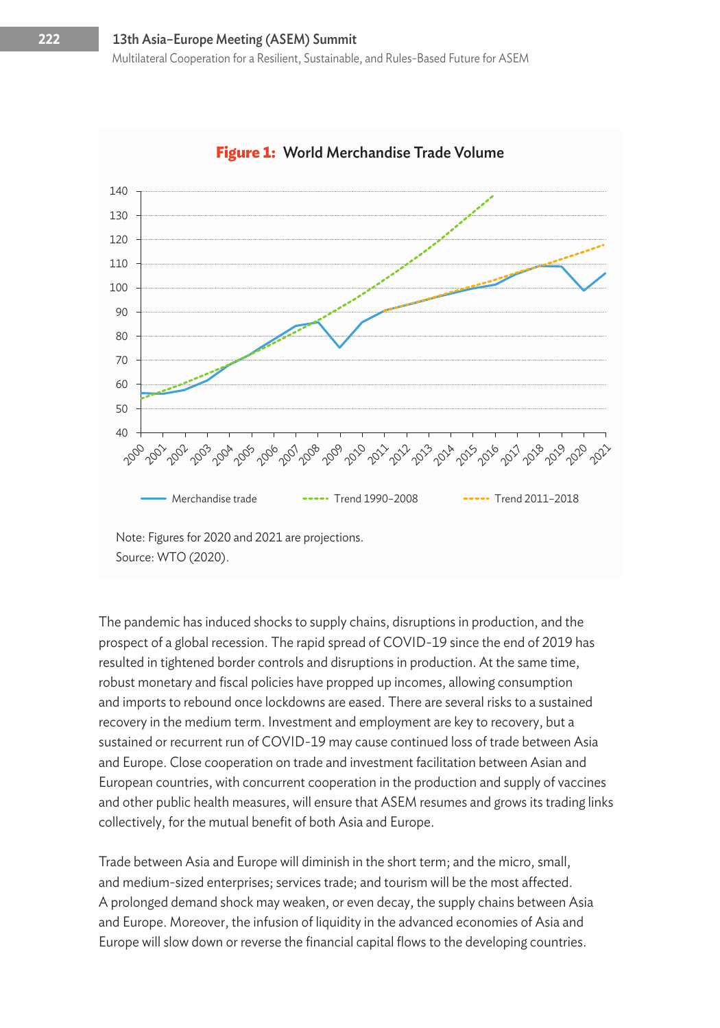**Figure 1: World Merchandise Trade Volume**

Note: Figures for 2020 and 2021 are projections.
Source: WTO (2020).

The pandemic has induced shocks to supply chains, disruptions in production, and the prospect of a global recession. The rapid spread of COVID-19 since the end of 2019 has resulted in tightened border controls and disruptions in production. At the same time, robust monetary and fiscal policies have propped up incomes, allowing consumption and imports to rebound once lockdowns are eased. There are several risks to a sustained recovery in the medium term. Investment and employment are key to recovery, but a sustained or recurrent run of COVID-19 may cause continued loss of trade between Asia and Europe. Close cooperation on trade and investment facilitation between Asian and European countries, with concurrent cooperation in the production and supply of vaccines and other public health measures, will ensure that ASEM resumes and grows its trading links collectively, for the mutual benefit of both Asia and Europe.

Trade between Asia and Europe will diminish in the short term; and the micro, small, and medium-sized enterprises; services trade; and tourism will be the most affected. A prolonged demand shock may weaken, or even decay, the supply chains between Asia and Europe. Moreover, the infusion of liquidity in the advanced economies of Asia and Europe will slow down or reverse the financial capital flows to the developing countries.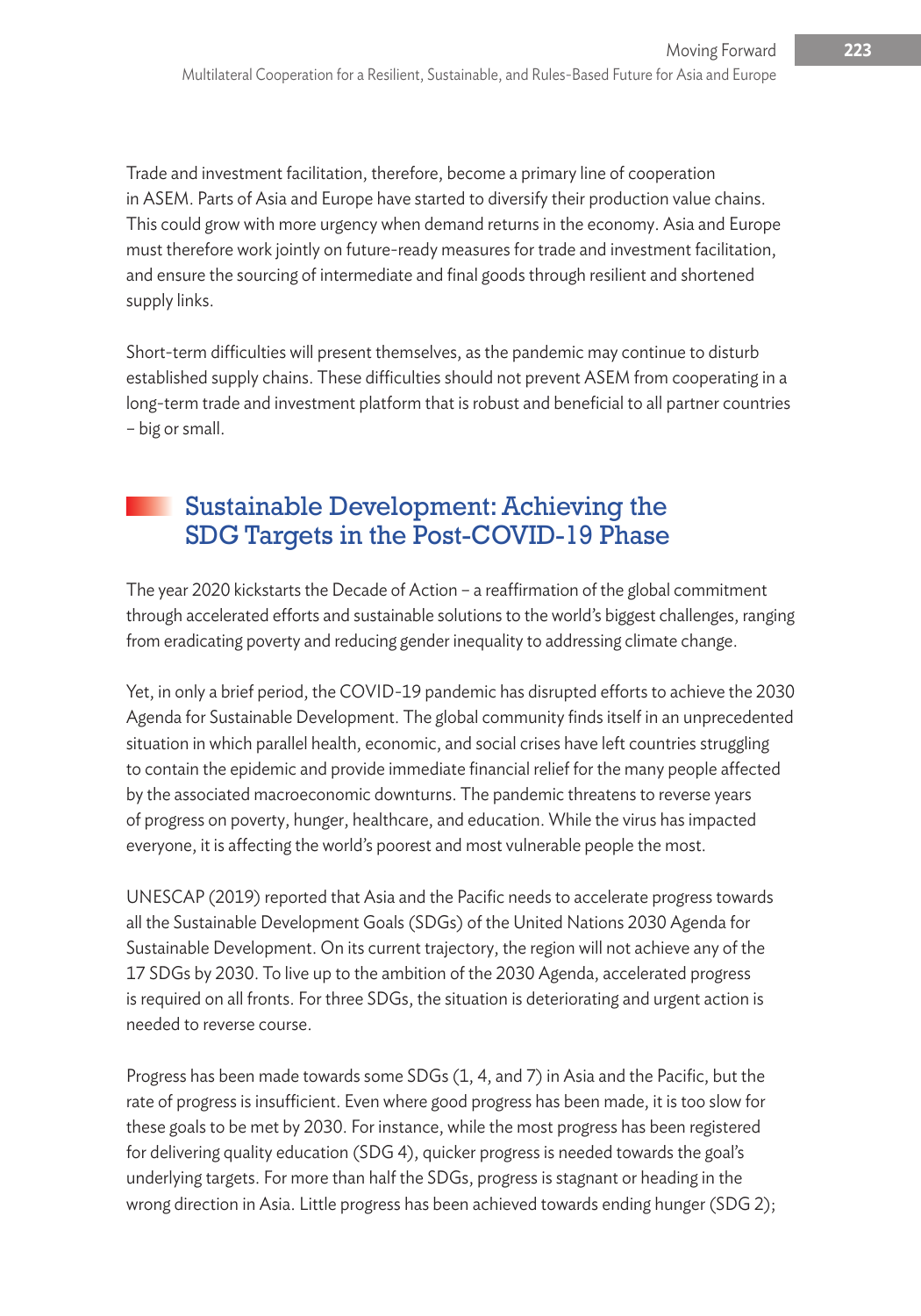Trade and investment facilitation, therefore, become a primary line of cooperation in ASEM. Parts of Asia and Europe have started to diversify their production value chains. This could grow with more urgency when demand returns in the economy. Asia and Europe must therefore work jointly on future-ready measures for trade and investment facilitation, and ensure the sourcing of intermediate and final goods through resilient and shortened supply links.

Short-term difficulties will present themselves, as the pandemic may continue to disturb established supply chains. These difficulties should not prevent ASEM from cooperating in a long-term trade and investment platform that is robust and beneficial to all partner countries – big or small.

## Sustainable Development: Achieving the SDG Targets in the Post-COVID-19 Phase

The year 2020 kickstarts the Decade of Action – a reaffirmation of the global commitment through accelerated efforts and sustainable solutions to the world's biggest challenges, ranging from eradicating poverty and reducing gender inequality to addressing climate change.

Yet, in only a brief period, the COVID-19 pandemic has disrupted efforts to achieve the 2030 Agenda for Sustainable Development. The global community finds itself in an unprecedented situation in which parallel health, economic, and social crises have left countries struggling to contain the epidemic and provide immediate financial relief for the many people affected by the associated macroeconomic downturns. The pandemic threatens to reverse years of progress on poverty, hunger, healthcare, and education. While the virus has impacted everyone, it is affecting the world's poorest and most vulnerable people the most.

UNESCAP (2019) reported that Asia and the Pacific needs to accelerate progress towards all the Sustainable Development Goals (SDGs) of the United Nations 2030 Agenda for Sustainable Development. On its current trajectory, the region will not achieve any of the 17 SDGs by 2030. To live up to the ambition of the 2030 Agenda, accelerated progress is required on all fronts. For three SDGs, the situation is deteriorating and urgent action is needed to reverse course.

Progress has been made towards some SDGs (1, 4, and 7) in Asia and the Pacific, but the rate of progress is insufficient. Even where good progress has been made, it is too slow for these goals to be met by 2030. For instance, while the most progress has been registered for delivering quality education (SDG 4), quicker progress is needed towards the goal's underlying targets. For more than half the SDGs, progress is stagnant or heading in the wrong direction in Asia. Little progress has been achieved towards ending hunger (SDG 2);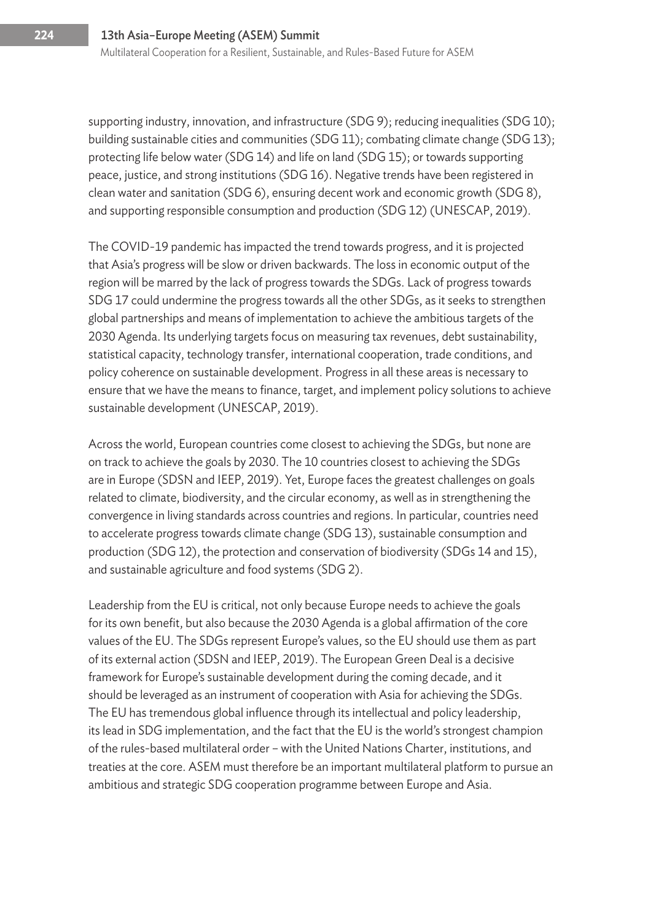supporting industry, innovation, and infrastructure (SDG 9); reducing inequalities (SDG 10); building sustainable cities and communities (SDG 11); combating climate change (SDG 13); protecting life below water (SDG 14) and life on land (SDG 15); or towards supporting peace, justice, and strong institutions (SDG 16). Negative trends have been registered in clean water and sanitation (SDG 6), ensuring decent work and economic growth (SDG 8), and supporting responsible consumption and production (SDG 12) (UNESCAP, 2019).

The COVID-19 pandemic has impacted the trend towards progress, and it is projected that Asia's progress will be slow or driven backwards. The loss in economic output of the region will be marred by the lack of progress towards the SDGs. Lack of progress towards SDG 17 could undermine the progress towards all the other SDGs, as it seeks to strengthen global partnerships and means of implementation to achieve the ambitious targets of the 2030 Agenda. Its underlying targets focus on measuring tax revenues, debt sustainability, statistical capacity, technology transfer, international cooperation, trade conditions, and policy coherence on sustainable development. Progress in all these areas is necessary to ensure that we have the means to finance, target, and implement policy solutions to achieve sustainable development (UNESCAP, 2019).

Across the world, European countries come closest to achieving the SDGs, but none are on track to achieve the goals by 2030. The 10 countries closest to achieving the SDGs are in Europe (SDSN and IEEP, 2019). Yet, Europe faces the greatest challenges on goals related to climate, biodiversity, and the circular economy, as well as in strengthening the convergence in living standards across countries and regions. In particular, countries need to accelerate progress towards climate change (SDG 13), sustainable consumption and production (SDG 12), the protection and conservation of biodiversity (SDGs 14 and 15), and sustainable agriculture and food systems (SDG 2).

Leadership from the EU is critical, not only because Europe needs to achieve the goals for its own benefit, but also because the 2030 Agenda is a global affirmation of the core values of the EU. The SDGs represent Europe's values, so the EU should use them as part of its external action (SDSN and IEEP, 2019). The European Green Deal is a decisive framework for Europe's sustainable development during the coming decade, and it should be leveraged as an instrument of cooperation with Asia for achieving the SDGs. The EU has tremendous global influence through its intellectual and policy leadership, its lead in SDG implementation, and the fact that the EU is the world's strongest champion of the rules-based multilateral order – with the United Nations Charter, institutions, and treaties at the core. ASEM must therefore be an important multilateral platform to pursue an ambitious and strategic SDG cooperation programme between Europe and Asia.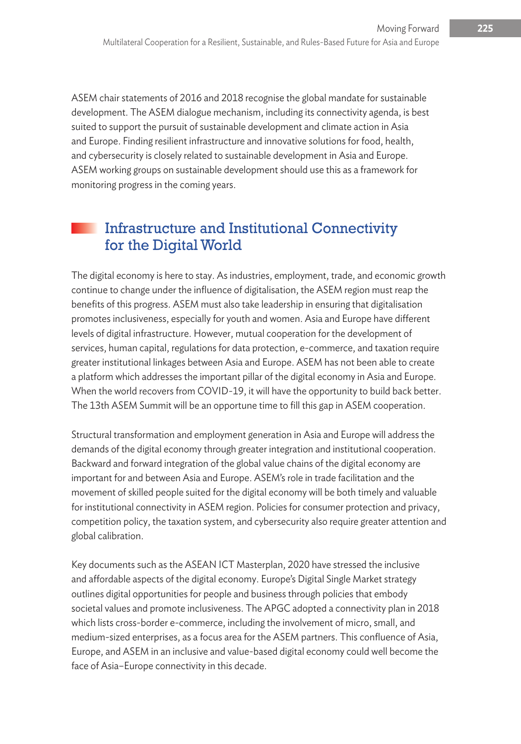ASEM chair statements of 2016 and 2018 recognise the global mandate for sustainable development. The ASEM dialogue mechanism, including its connectivity agenda, is best suited to support the pursuit of sustainable development and climate action in Asia and Europe. Finding resilient infrastructure and innovative solutions for food, health, and cybersecurity is closely related to sustainable development in Asia and Europe. ASEM working groups on sustainable development should use this as a framework for monitoring progress in the coming years.

## Infrastructure and Institutional Connectivity for the Digital World

The digital economy is here to stay. As industries, employment, trade, and economic growth continue to change under the influence of digitalisation, the ASEM region must reap the benefits of this progress. ASEM must also take leadership in ensuring that digitalisation promotes inclusiveness, especially for youth and women. Asia and Europe have different levels of digital infrastructure. However, mutual cooperation for the development of services, human capital, regulations for data protection, e-commerce, and taxation require greater institutional linkages between Asia and Europe. ASEM has not been able to create a platform which addresses the important pillar of the digital economy in Asia and Europe. When the world recovers from COVID-19, it will have the opportunity to build back better. The 13th ASEM Summit will be an opportune time to fill this gap in ASEM cooperation.

Structural transformation and employment generation in Asia and Europe will address the demands of the digital economy through greater integration and institutional cooperation. Backward and forward integration of the global value chains of the digital economy are important for and between Asia and Europe. ASEM's role in trade facilitation and the movement of skilled people suited for the digital economy will be both timely and valuable for institutional connectivity in ASEM region. Policies for consumer protection and privacy, competition policy, the taxation system, and cybersecurity also require greater attention and global calibration.

Key documents such as the ASEAN ICT Masterplan, 2020 have stressed the inclusive and affordable aspects of the digital economy. Europe's Digital Single Market strategy outlines digital opportunities for people and business through policies that embody societal values and promote inclusiveness. The APGC adopted a connectivity plan in 2018 which lists cross-border e-commerce, including the involvement of micro, small, and medium-sized enterprises, as a focus area for the ASEM partners. This confluence of Asia, Europe, and ASEM in an inclusive and value-based digital economy could well become the face of Asia–Europe connectivity in this decade.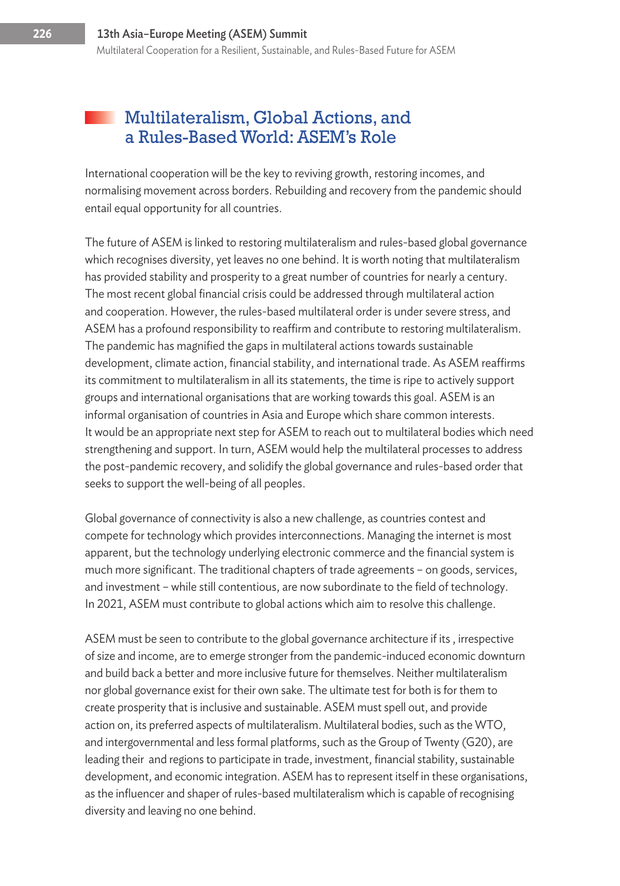## Multilateralism, Global Actions, and a Rules-Based World: ASEM's Role

International cooperation will be the key to reviving growth, restoring incomes, and normalising movement across borders. Rebuilding and recovery from the pandemic should entail equal opportunity for all countries.

The future of ASEM is linked to restoring multilateralism and rules-based global governance which recognises diversity, yet leaves no one behind. It is worth noting that multilateralism has provided stability and prosperity to a great number of countries for nearly a century. The most recent global financial crisis could be addressed through multilateral action and cooperation. However, the rules-based multilateral order is under severe stress, and ASEM has a profound responsibility to reaffirm and contribute to restoring multilateralism. The pandemic has magnified the gaps in multilateral actions towards sustainable development, climate action, financial stability, and international trade. As ASEM reaffirms its commitment to multilateralism in all its statements, the time is ripe to actively support groups and international organisations that are working towards this goal. ASEM is an informal organisation of countries in Asia and Europe which share common interests. It would be an appropriate next step for ASEM to reach out to multilateral bodies which need strengthening and support. In turn, ASEM would help the multilateral processes to address the post-pandemic recovery, and solidify the global governance and rules-based order that seeks to support the well-being of all peoples.

Global governance of connectivity is also a new challenge, as countries contest and compete for technology which provides interconnections. Managing the internet is most apparent, but the technology underlying electronic commerce and the financial system is much more significant. The traditional chapters of trade agreements – on goods, services, and investment – while still contentious, are now subordinate to the field of technology. In 2021, ASEM must contribute to global actions which aim to resolve this challenge.

ASEM must be seen to contribute to the global governance architecture if its , irrespective of size and income, are to emerge stronger from the pandemic-induced economic downturn and build back a better and more inclusive future for themselves. Neither multilateralism nor global governance exist for their own sake. The ultimate test for both is for them to create prosperity that is inclusive and sustainable. ASEM must spell out, and provide action on, its preferred aspects of multilateralism. Multilateral bodies, such as the WTO, and intergovernmental and less formal platforms, such as the Group of Twenty (G20), are leading their  and regions to participate in trade, investment, financial stability, sustainable development, and economic integration. ASEM has to represent itself in these organisations, as the influencer and shaper of rules-based multilateralism which is capable of recognising diversity and leaving no one behind.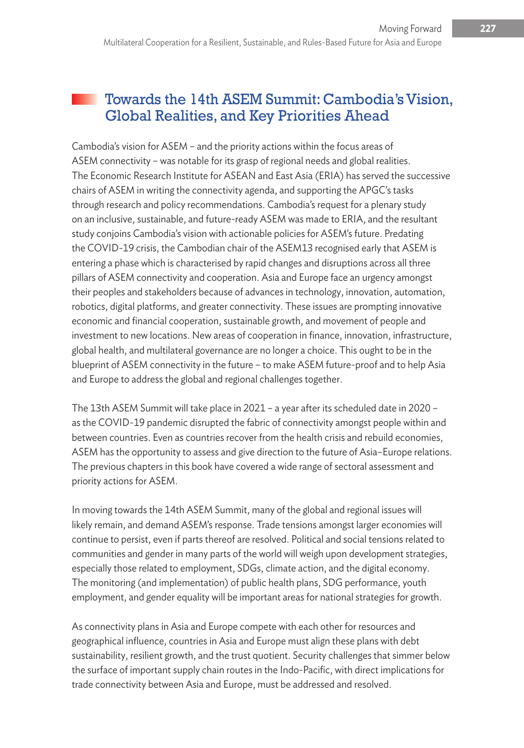## Towards the 14th ASEM Summit: Cambodia's Vision, Global Realities, and Key Priorities Ahead

Cambodia's vision for ASEM – and the priority actions within the focus areas of ASEM connectivity – was notable for its grasp of regional needs and global realities. The Economic Research Institute for ASEAN and East Asia (ERIA) has served the successive chairs of ASEM in writing the connectivity agenda, and supporting the APGC's tasks through research and policy recommendations. Cambodia's request for a plenary study on an inclusive, sustainable, and future-ready ASEM was made to ERIA, and the resultant study conjoins Cambodia's vision with actionable policies for ASEM's future. Predating the COVID-19 crisis, the Cambodian chair of the ASEM13 recognised early that ASEM is entering a phase which is characterised by rapid changes and disruptions across all three pillars of ASEM connectivity and cooperation. Asia and Europe face an urgency amongst their peoples and stakeholders because of advances in technology, innovation, automation, robotics, digital platforms, and greater connectivity. These issues are prompting innovative economic and financial cooperation, sustainable growth, and movement of people and investment to new locations. New areas of cooperation in finance, innovation, infrastructure, global health, and multilateral governance are no longer a choice. This ought to be in the blueprint of ASEM connectivity in the future – to make ASEM future-proof and to help Asia and Europe to address the global and regional challenges together.

The 13th ASEM Summit will take place in 2021 – a year after its scheduled date in 2020 – as the COVID-19 pandemic disrupted the fabric of connectivity amongst people within and between countries. Even as countries recover from the health crisis and rebuild economies, ASEM has the opportunity to assess and give direction to the future of Asia–Europe relations. The previous chapters in this book have covered a wide range of sectoral assessment and priority actions for ASEM.

In moving towards the 14th ASEM Summit, many of the global and regional issues will likely remain, and demand ASEM's response. Trade tensions amongst larger economies will continue to persist, even if parts thereof are resolved. Political and social tensions related to communities and gender in many parts of the world will weigh upon development strategies, especially those related to employment, SDGs, climate action, and the digital economy. The monitoring (and implementation) of public health plans, SDG performance, youth employment, and gender equality will be important areas for national strategies for growth.

As connectivity plans in Asia and Europe compete with each other for resources and geographical influence, countries in Asia and Europe must align these plans with debt sustainability, resilient growth, and the trust quotient. Security challenges that simmer below the surface of important supply chain routes in the Indo-Pacific, with direct implications for trade connectivity between Asia and Europe, must be addressed and resolved.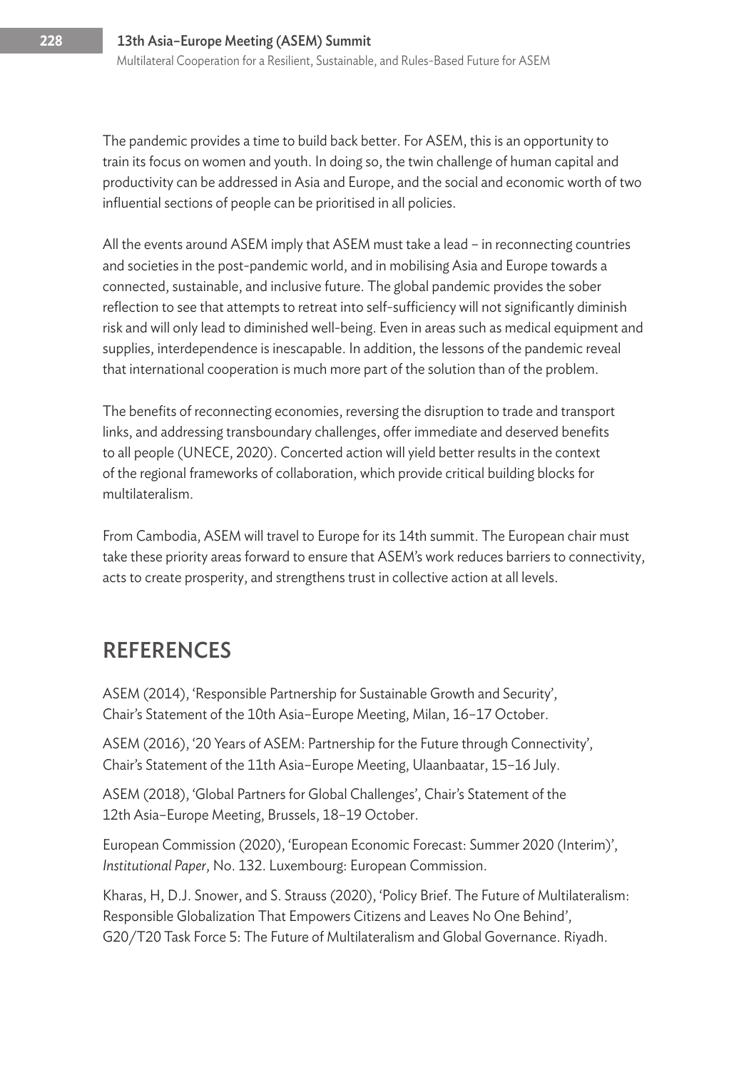The pandemic provides a time to build back better. For ASEM, this is an opportunity to train its focus on women and youth. In doing so, the twin challenge of human capital and productivity can be addressed in Asia and Europe, and the social and economic worth of two influential sections of people can be prioritised in all policies.

All the events around ASEM imply that ASEM must take a lead – in reconnecting countries and societies in the post-pandemic world, and in mobilising Asia and Europe towards a connected, sustainable, and inclusive future. The global pandemic provides the sober reflection to see that attempts to retreat into self-sufficiency will not significantly diminish risk and will only lead to diminished well-being. Even in areas such as medical equipment and supplies, interdependence is inescapable. In addition, the lessons of the pandemic reveal that international cooperation is much more part of the solution than of the problem.

The benefits of reconnecting economies, reversing the disruption to trade and transport links, and addressing transboundary challenges, offer immediate and deserved benefits to all people (UNECE, 2020). Concerted action will yield better results in the context of the regional frameworks of collaboration, which provide critical building blocks for multilateralism.

From Cambodia, ASEM will travel to Europe for its 14th summit. The European chair must take these priority areas forward to ensure that ASEM's work reduces barriers to connectivity, acts to create prosperity, and strengthens trust in collective action at all levels.

## REFERENCES

ASEM (2014), 'Responsible Partnership for Sustainable Growth and Security', Chair's Statement of the 10th Asia–Europe Meeting, Milan, 16–17 October.

ASEM (2016), '20 Years of ASEM: Partnership for the Future through Connectivity', Chair's Statement of the 11th Asia–Europe Meeting, Ulaanbaatar, 15–16 July.

ASEM (2018), 'Global Partners for Global Challenges', Chair's Statement of the 12th Asia–Europe Meeting, Brussels, 18–19 October.

European Commission (2020), 'European Economic Forecast: Summer 2020 (Interim)', *Institutional Paper*, No. 132. Luxembourg: European Commission.

Kharas, H, D.J. Snower, and S. Strauss (2020), 'Policy Brief. The Future of Multilateralism: Responsible Globalization That Empowers Citizens and Leaves No One Behind', G20/T20 Task Force 5: The Future of Multilateralism and Global Governance. Riyadh.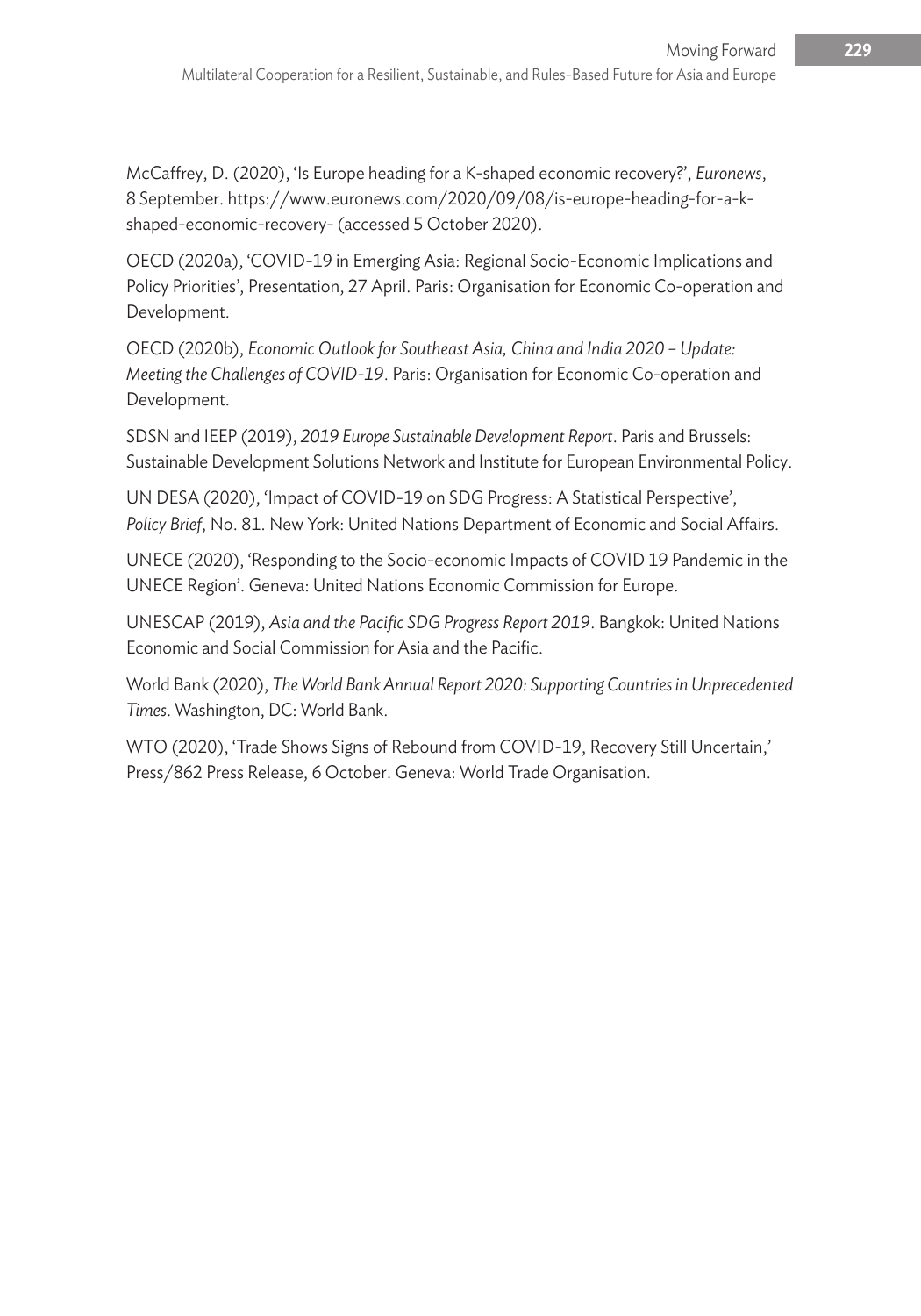McCaffrey, D. (2020), 'Is Europe heading for a K-shaped economic recovery?', *Euronews*, 8 September. https://www.euronews.com/2020/09/08/is-europe-heading-for-a-k-shaped-economic-recovery- (accessed 5 October 2020).

OECD (2020a), 'COVID-19 in Emerging Asia: Regional Socio-Economic Implications and Policy Priorities', Presentation, 27 April. Paris: Organisation for Economic Co-operation and Development.

OECD (2020b), *Economic Outlook for Southeast Asia, China and India 2020 – Update: Meeting the Challenges of COVID-19*. Paris: Organisation for Economic Co-operation and Development.

SDSN and IEEP (2019), *2019 Europe Sustainable Development Report*. Paris and Brussels: Sustainable Development Solutions Network and Institute for European Environmental Policy.

UN DESA (2020), 'Impact of COVID-19 on SDG Progress: A Statistical Perspective', *Policy Brief*, No. 81. New York: United Nations Department of Economic and Social Affairs.

UNECE (2020), 'Responding to the Socio-economic Impacts of COVID 19 Pandemic in the UNECE Region'. Geneva: United Nations Economic Commission for Europe.

UNESCAP (2019), *Asia and the Pacific SDG Progress Report 2019*. Bangkok: United Nations Economic and Social Commission for Asia and the Pacific.

World Bank (2020), *The World Bank Annual Report 2020: Supporting Countries in Unprecedented Times*. Washington, DC: World Bank.

WTO (2020), 'Trade Shows Signs of Rebound from COVID-19, Recovery Still Uncertain,' Press/862 Press Release, 6 October. Geneva: World Trade Organisation.